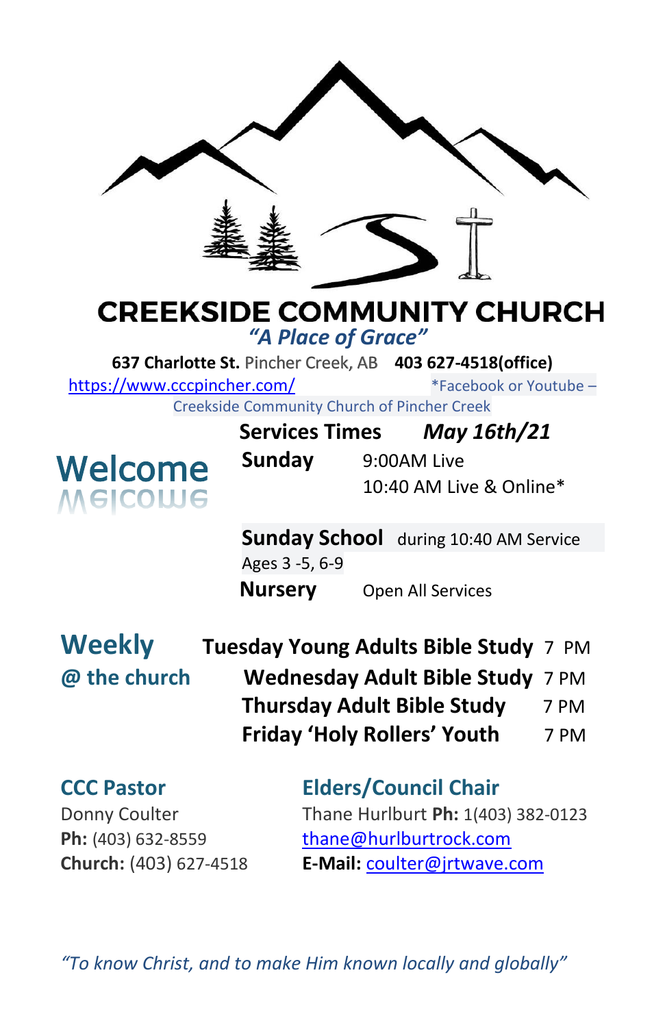# CREEKSIDE COMMUNITY CHURCH

*"A Place of Grace"*

**637 Charlotte St.** Pincher Creek, AB **403 627-4518(office)**

https://www.cccpincher.com/ *Facebook or Youtube – Creekside Community Church of Pincher Creek

## Welcome

**Services Times** ***May 16th/21***

**Sunday** 9:00AM Live
10:40 AM Live & Online*

**Sunday School** during 10:40 AM Service
Ages 3 -5, 6-9

**Nursery** Open All Services

## Weekly @ the church

**Tuesday Young Adults Bible Study** 7 PM
**Wednesday Adult Bible Study** 7 PM
**Thursday Adult Bible Study** 7 PM
**Friday 'Holy Rollers' Youth** 7 PM

### CCC Pastor

Donny Coulter
**Ph:** (403) 632-8559
**Church:** (403) 627-4518
**E-Mail:** coulter@jrtwave.com

### Elders/Council Chair

Thane Hurlburt **Ph:** 1(403) 382-0123
thane@hurlburtrock.com

*"To know Christ, and to make Him known locally and globally"*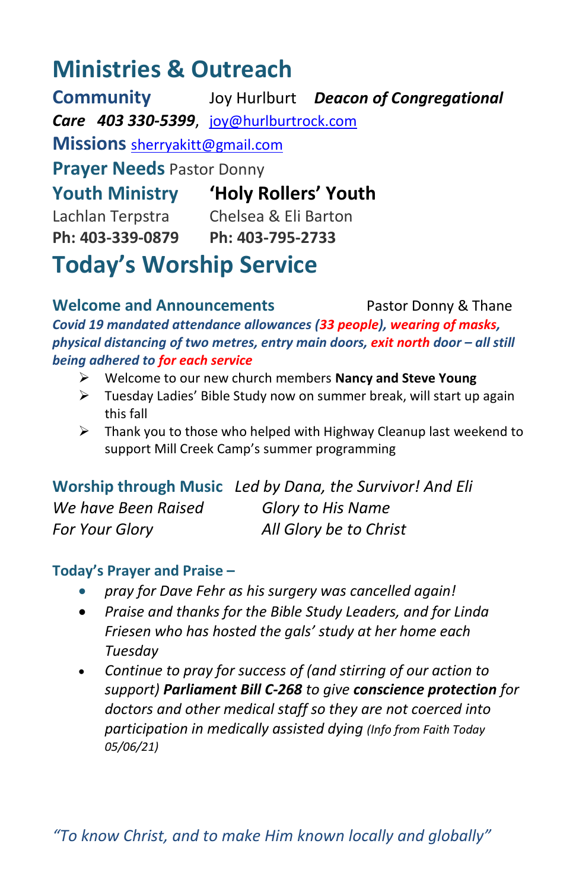# Ministries & Outreach

**Community** Joy Hurlbut ***Deacon of Congregational Care*** ***403 330-5399***, joy@hurlburtrock.com

**Missions** sherryakitt@gmail.com

**Prayer Needs** Pastor Donny

| **Youth Ministry** | **'Holy Rollers' Youth** |
|---|---|
| Lachlan Terpstra | Chelsea & Eli Barton |
| **Ph: 403-339-0879** | **Ph: 403-795-2733** |

# Today's Worship Service

**Welcome and Announcements** Pastor Donny & Thane

***Covid 19 mandated attendance allowances (33 people), wearing of masks, physical distancing of two metres, entry main doors, exit north door – all still being adhered to for each service***

- Welcome to our new church members **Nancy and Steve Young**
- Tuesday Ladies' Bible Study now on summer break, will start up again this fall
- Thank you to those who helped with Highway Cleanup last weekend to support Mill Creek Camp's summer programming

**Worship through Music** *Led by Dana, the Survivor! And Eli*

| | |
|---|---|
| *We have Been Raised* | *Glory to His Name* |
| *For Your Glory* | *All Glory be to Christ* |

**Today's Prayer and Praise –**

- *pray for Dave Fehr as his surgery was cancelled again!*
- *Praise and thanks for the Bible Study Leaders, and for Linda Friesen who has hosted the gals' study at her home each Tuesday*
- *Continue to pray for success of (and stirring of our action to support)* ***Parliament Bill C-268*** *to give* ***conscience protection*** *for doctors and other medical staff so they are not coerced into participation in medically assisted dying (Info from Faith Today 05/06/21)*

*"To know Christ, and to make Him known locally and globally"*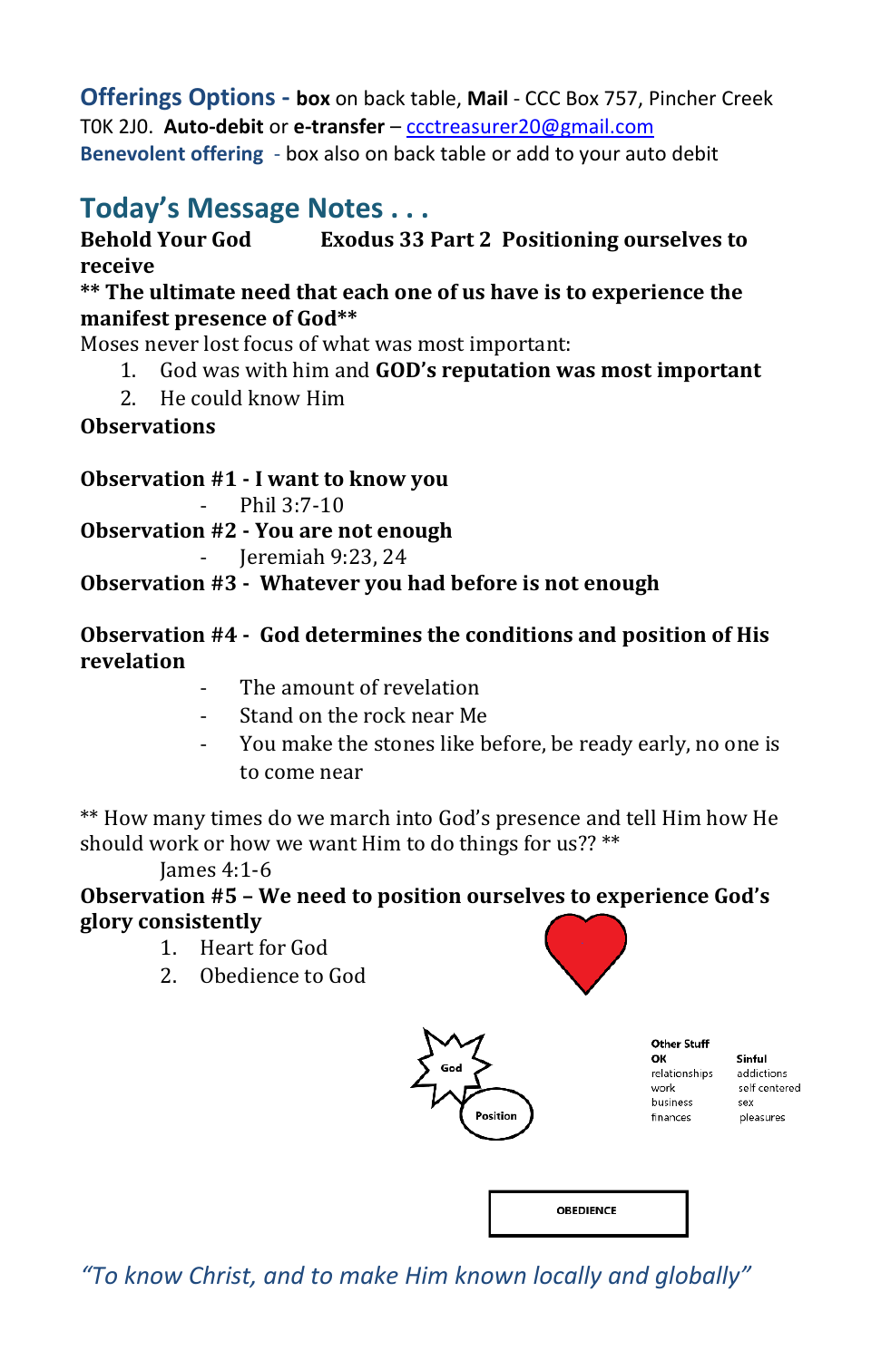**Offerings Options - box** on back table, **Mail** - CCC Box 757, Pincher Creek T0K 2J0. **Auto-debit** or **e-transfer** – ccctreasurer20@gmail.com
**Benevolent offering** - box also on back table or add to your auto debit

## Today's Message Notes . . .

**Behold Your God Exodus 33 Part 2 Positioning ourselves to receive**

**** The ultimate need that each one of us have is to experience the manifest presence of God****

Moses never lost focus of what was most important:

1. God was with him and **GOD's reputation was most important**
2. He could know Him

**Observations**

**Observation #1 - I want to know you**

- Phil 3:7-10

**Observation #2 - You are not enough**

- Jeremiah 9:23, 24

**Observation #3 - Whatever you had before is not enough**

**Observation #4 - God determines the conditions and position of His revelation**

- The amount of revelation
- Stand on the rock near Me
- You make the stones like before, be ready early, no one is to come near

** How many times do we march into God's presence and tell Him how He should work or how we want Him to do things for us?? **

James 4:1-6

**Observation #5 – We need to position ourselves to experience God's glory consistently**

1. Heart for God
2. Obedience to God

God

Position

Other Stuff

| OK | Sinful |
| --- | --- |
| relationships | addictions |
| work | self centered |
| business | sex |
| finances | pleasures |

OBEDIENCE

*"To know Christ, and to make Him known locally and globally"*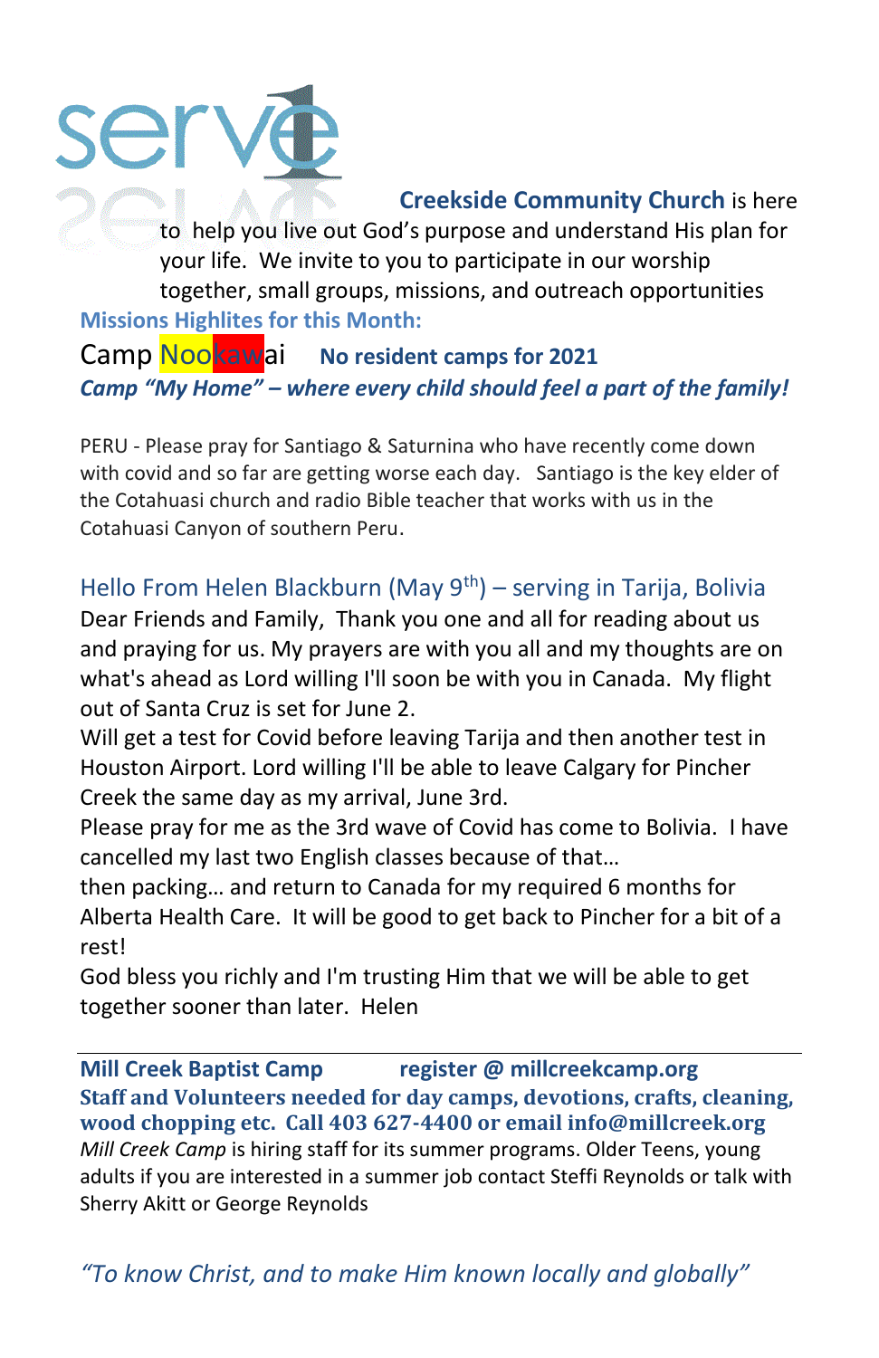serve

**Creekside Community Church** is here to help you live out God's purpose and understand His plan for your life. We invite to you to participate in our worship together, small groups, missions, and outreach opportunities

**Missions Highlites for this Month:**

Camp Nookawai **No resident camps for 2021**

***Camp "My Home" – where every child should feel a part of the family!***

PERU - Please pray for Santiago & Saturnina who have recently come down with covid and so far are getting worse each day. Santiago is the key elder of the Cotahuasi church and radio Bible teacher that works with us in the Cotahuasi Canyon of southern Peru.

## Hello From Helen Blackburn (May 9th) – serving in Tarija, Bolivia

Dear Friends and Family, Thank you one and all for reading about us and praying for us. My prayers are with you all and my thoughts are on what's ahead as Lord willing I'll soon be with you in Canada. My flight out of Santa Cruz is set for June 2.

Will get a test for Covid before leaving Tarija and then another test in Houston Airport. Lord willing I'll be able to leave Calgary for Pincher Creek the same day as my arrival, June 3rd.

Please pray for me as the 3rd wave of Covid has come to Bolivia. I have cancelled my last two English classes because of that…

then packing… and return to Canada for my required 6 months for Alberta Health Care. It will be good to get back to Pincher for a bit of a rest!

God bless you richly and I'm trusting Him that we will be able to get together sooner than later. Helen

---

**Mill Creek Baptist Camp** **register @ millcreekcamp.org**

**Staff and Volunteers needed for day camps, devotions, crafts, cleaning, wood chopping etc. Call 403 627-4400 or email info@millcreek.org**

*Mill Creek Camp* is hiring staff for its summer programs. Older Teens, young adults if you are interested in a summer job contact Steffi Reynolds or talk with Sherry Akitt or George Reynolds

*"To know Christ, and to make Him known locally and globally"*